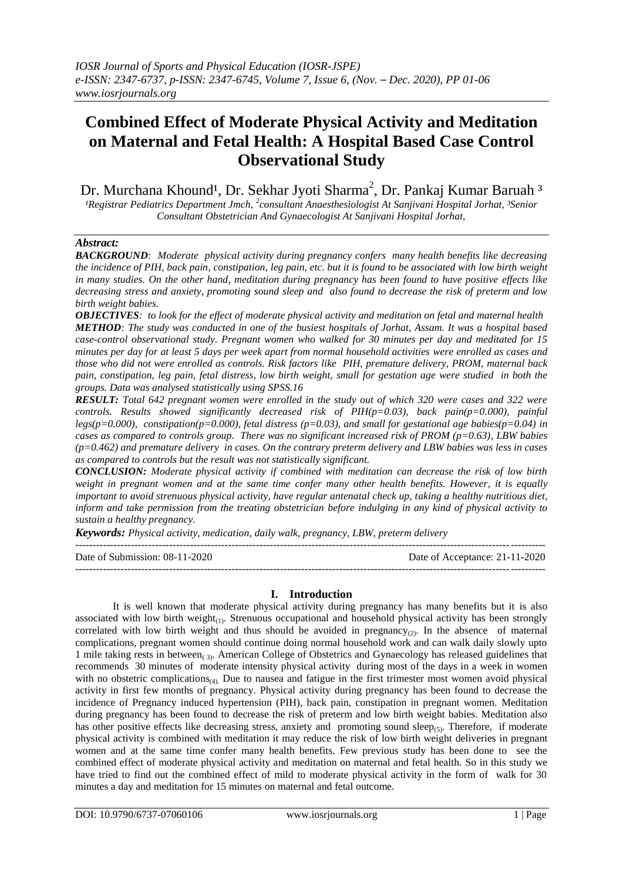# Combined Effect of Moderate Physical Activity and Meditation on Maternal and Fetal Health: A Hospital Based Case Control Observational Study

Dr. Murchana Khound[1], Dr. Sekhar Jyoti Sharma[2], Dr. Pankaj Kumar Baruah [3]

[1]Registrar Pediatrics Department Jmch, [2]consultant Anaesthesiologist At Sanjivani Hospital Jorhat, [3]Senior Consultant Obstetrician And Gynaecologist At Sanjivani Hospital Jorhat,

***Abstract:***

***BACKGROUND****: Moderate physical activity during pregnancy confers many health benefits like decreasing the incidence of PIH, back pain, constipation, leg pain, etc. but it is found to be associated with low birth weight in many studies. On the other hand, meditation during pregnancy has been found to have positive effects like decreasing stress and anxiety, promoting sound sleep and also found to decrease the risk of preterm and low birth weight babies.*

***OBJECTIVES****: to look for the effect of moderate physical activity and meditation on fetal and maternal health*

***METHOD****: The study was conducted in one of the busiest hospitals of Jorhat, Assam. It was a hospital based case-control observational study. Pregnant women who walked for 30 minutes per day and meditated for 15 minutes per day for at least 5 days per week apart from normal household activities were enrolled as cases and those who did not were enrolled as controls. Risk factors like PIH, premature delivery, PROM, maternal back pain, constipation, leg pain, fetal distress, low birth weight, small for gestation age were studied in both the groups. Data was analysed statistically using SPSS.16*

***RESULT:*** *Total 642 pregnant women were enrolled in the study out of which 320 were cases and 322 were controls. Results showed significantly decreased risk of PIH($p=0.03$), back pain($p=0.000$), painful legs($p=0.000$), constipation($p=0.000$), fetal distress ($p=0.03$), and small for gestational age babies($p=0.04$) in cases as compared to controls group. There was no significant increased risk of PROM ($p=0.63$), LBW babies ($p=0.462$) and premature delivery in cases. On the contrary preterm delivery and LBW babies was less in cases as compared to controls but the result was not statistically significant.*

***CONCLUSION:*** *Moderate physical activity if combined with meditation can decrease the risk of low birth weight in pregnant women and at the same time confer many other health benefits. However, it is equally important to avoid strenuous physical activity, have regular antenatal check up, taking a healthy nutritious diet, inform and take permission from the treating obstetrician before indulging in any kind of physical activity to sustain a healthy pregnancy.*

***Keywords:*** *Physical activity, medication, daily walk, pregnancy, LBW, preterm delivery*

---

Date of Submission: 08-11-2020 Date of Acceptance: 21-11-2020

---

## I. Introduction

It is well known that moderate physical activity during pregnancy has many benefits but it is also associated with low birth weight(1). Strenuous occupational and household physical activity has been strongly correlated with low birth weight and thus should be avoided in pregnancy(2). In the absence of maternal complications, pregnant women should continue doing normal household work and can walk daily slowly upto 1 mile taking rests in between( 3). American College of Obstetrics and Gynaecology has released guidelines that recommends 30 minutes of moderate intensity physical activity during most of the days in a week in women with no obstetric complications(4). Due to nausea and fatigue in the first trimester most women avoid physical activity in first few months of pregnancy. Physical activity during pregnancy has been found to decrease the incidence of Pregnancy induced hypertension (PIH), back pain, constipation in pregnant women. Meditation during pregnancy has been found to decrease the risk of preterm and low birth weight babies. Meditation also has other positive effects like decreasing stress, anxiety and promoting sound sleep(5). Therefore, if moderate physical activity is combined with meditation it may reduce the risk of low birth weight deliveries in pregnant women and at the same time confer many health benefits. Few previous study has been done to see the combined effect of moderate physical activity and meditation on maternal and fetal health. So in this study we have tried to find out the combined effect of mild to moderate physical activity in the form of walk for 30 minutes a day and meditation for 15 minutes on maternal and fetal outcome.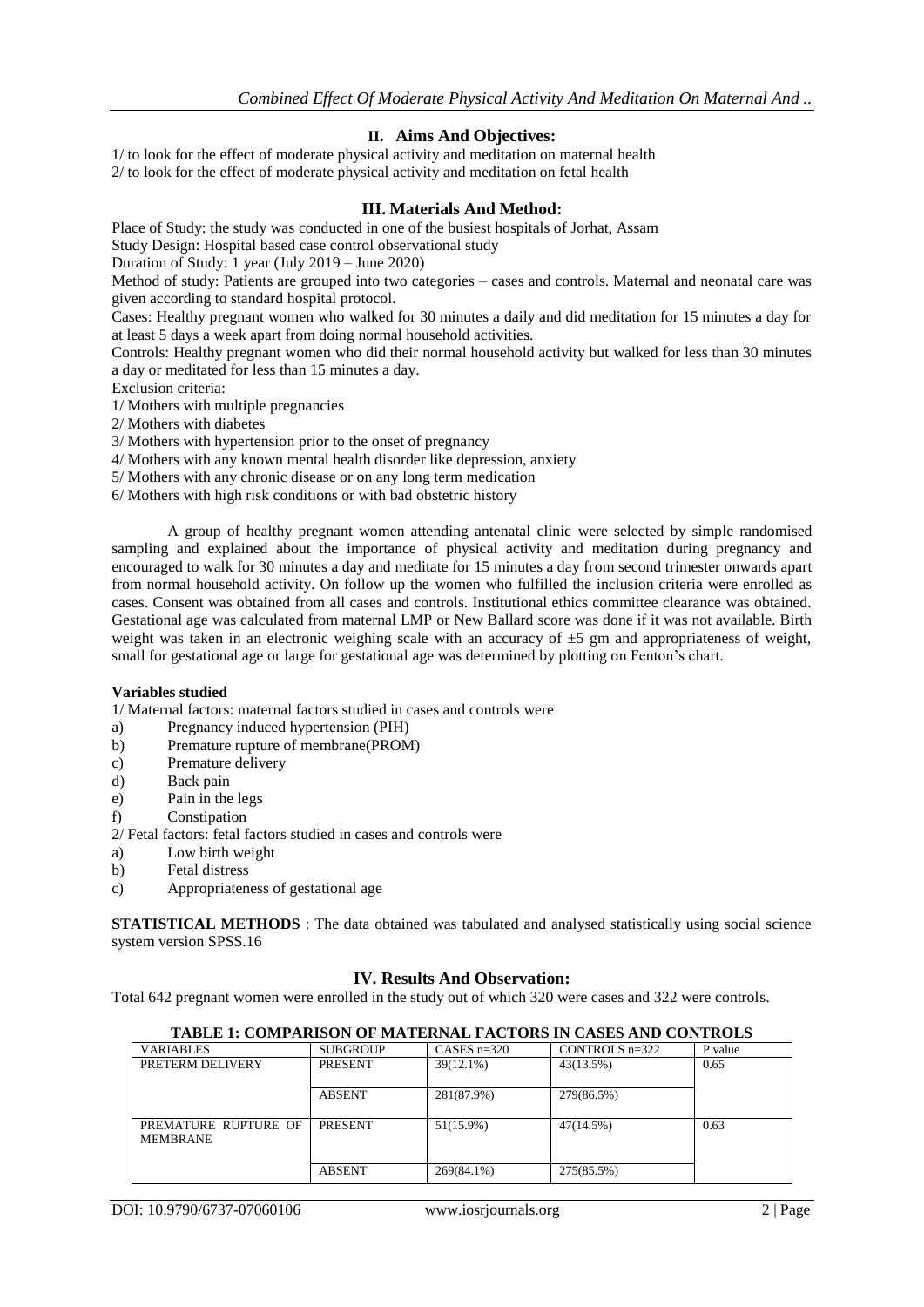## II. Aims And Objectives:

1/ to look for the effect of moderate physical activity and meditation on maternal health
2/ to look for the effect of moderate physical activity and meditation on fetal health

## III. Materials And Method:

Place of Study: the study was conducted in one of the busiest hospitals of Jorhat, Assam

Study Design: Hospital based case control observational study

Duration of Study: 1 year (July 2019 – June 2020)

Method of study: Patients are grouped into two categories – cases and controls. Maternal and neonatal care was given according to standard hospital protocol.

Cases: Healthy pregnant women who walked for 30 minutes a daily and did meditation for 15 minutes a day for at least 5 days a week apart from doing normal household activities.

Controls: Healthy pregnant women who did their normal household activity but walked for less than 30 minutes a day or meditated for less than 15 minutes a day.

Exclusion criteria:

1/ Mothers with multiple pregnancies
2/ Mothers with diabetes
3/ Mothers with hypertension prior to the onset of pregnancy
4/ Mothers with any known mental health disorder like depression, anxiety
5/ Mothers with any chronic disease or on any long term medication
6/ Mothers with high risk conditions or with bad obstetric history

A group of healthy pregnant women attending antenatal clinic were selected by simple randomised sampling and explained about the importance of physical activity and meditation during pregnancy and encouraged to walk for 30 minutes a day and meditate for 15 minutes a day from second trimester onwards apart from normal household activity. On follow up the women who fulfilled the inclusion criteria were enrolled as cases. Consent was obtained from all cases and controls. Institutional ethics committee clearance was obtained. Gestational age was calculated from maternal LMP or New Ballard score was done if it was not available. Birth weight was taken in an electronic weighing scale with an accuracy of ±5 gm and appropriateness of weight, small for gestational age or large for gestational age was determined by plotting on Fenton's chart.

### Variables studied

1/ Maternal factors: maternal factors studied in cases and controls were

a) Pregnancy induced hypertension (PIH)
b) Premature rupture of membrane(PROM)
c) Premature delivery
d) Back pain
e) Pain in the legs
f) Constipation

2/ Fetal factors: fetal factors studied in cases and controls were

a) Low birth weight
b) Fetal distress
c) Appropriateness of gestational age

**STATISTICAL METHODS** : The data obtained was tabulated and analysed statistically using social science system version SPSS.16

## IV. Results And Observation:

Total 642 pregnant women were enrolled in the study out of which 320 were cases and 322 were controls.

**TABLE 1: COMPARISON OF MATERNAL FACTORS IN CASES AND CONTROLS**

| VARIABLES | SUBGROUP | CASES n=320 | CONTROLS n=322 | P value |
|---|---|---|---|---|
| PRETERM DELIVERY | PRESENT | 39(12.1%) | 43(13.5%) | 0.65 |
| | ABSENT | 281(87.9%) | 279(86.5%) | |
| PREMATURE RUPTURE OF MEMBRANE | PRESENT | 51(15.9%) | 47(14.5%) | 0.63 |
| | ABSENT | 269(84.1%) | 275(85.5%) | |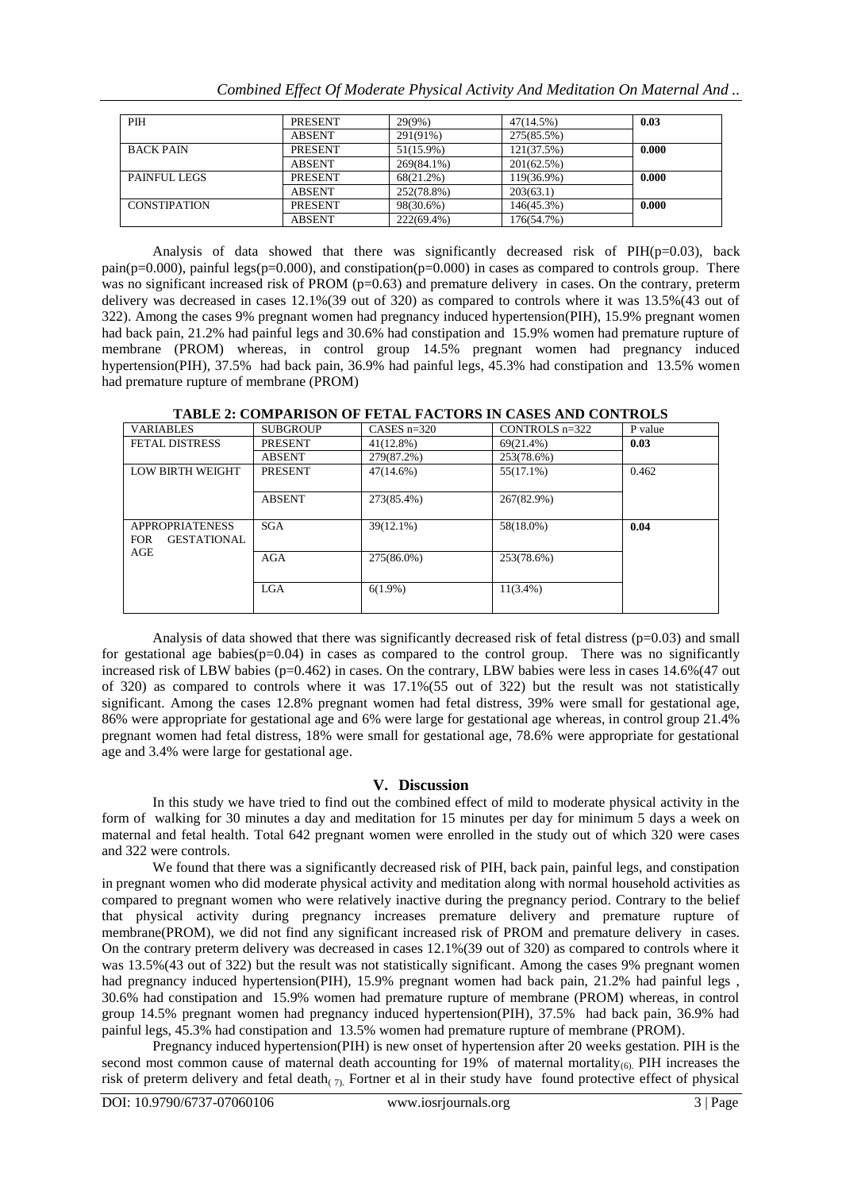| PIH | PRESENT | 29(9%) | 47(14.5%) | **0.03** |
|---|---|---|---|---|
| | ABSENT | 291(91%) | 275(85.5%) | |
| BACK PAIN | PRESENT | 51(15.9%) | 121(37.5%) | **0.000** |
| | ABSENT | 269(84.1%) | 201(62.5%) | |
| PAINFUL LEGS | PRESENT | 68(21.2%) | 119(36.9%) | **0.000** |
| | ABSENT | 252(78.8%) | 203(63.1) | |
| CONSTIPATION | PRESENT | 98(30.6%) | 146(45.3%) | **0.000** |
| | ABSENT | 222(69.4%) | 176(54.7%) | |

Analysis of data showed that there was significantly decreased risk of PIH(p=0.03), back pain(p=0.000), painful legs(p=0.000), and constipation(p=0.000) in cases as compared to controls group. There was no significant increased risk of PROM (p=0.63) and premature delivery in cases. On the contrary, preterm delivery was decreased in cases 12.1%(39 out of 320) as compared to controls where it was 13.5%(43 out of 322). Among the cases 9% pregnant women had pregnancy induced hypertension(PIH), 15.9% pregnant women had back pain, 21.2% had painful legs and 30.6% had constipation and 15.9% women had premature rupture of membrane (PROM) whereas, in control group 14.5% pregnant women had pregnancy induced hypertension(PIH), 37.5% had back pain, 36.9% had painful legs, 45.3% had constipation and 13.5% women had premature rupture of membrane (PROM)

**TABLE 2: COMPARISON OF FETAL FACTORS IN CASES AND CONTROLS**

| VARIABLES | SUBGROUP | CASES n=320 | CONTROLS n=322 | P value |
|---|---|---|---|---|
| FETAL DISTRESS | PRESENT | 41(12.8%) | 69(21.4%) | **0.03** |
| | ABSENT | 279(87.2%) | 253(78.6%) | |
| LOW BIRTH WEIGHT | PRESENT | 47(14.6%) | 55(17.1%) | 0.462 |
| | ABSENT | 273(85.4%) | 267(82.9%) | |
| APPROPRIATENESS FOR GESTATIONAL AGE | SGA | 39(12.1%) | 58(18.0%) | **0.04** |
| | AGA | 275(86.0%) | 253(78.6%) | |
| | LGA | 6(1.9%) | 11(3.4%) | |

Analysis of data showed that there was significantly decreased risk of fetal distress (p=0.03) and small for gestational age babies(p=0.04) in cases as compared to the control group. There was no significantly increased risk of LBW babies (p=0.462) in cases. On the contrary, LBW babies were less in cases 14.6%(47 out of 320) as compared to controls where it was 17.1%(55 out of 322) but the result was not statistically significant. Among the cases 12.8% pregnant women had fetal distress, 39% were small for gestational age, 86% were appropriate for gestational age and 6% were large for gestational age whereas, in control group 21.4% pregnant women had fetal distress, 18% were small for gestational age, 78.6% were appropriate for gestational age and 3.4% were large for gestational age.

## V. Discussion

In this study we have tried to find out the combined effect of mild to moderate physical activity in the form of walking for 30 minutes a day and meditation for 15 minutes per day for minimum 5 days a week on maternal and fetal health. Total 642 pregnant women were enrolled in the study out of which 320 were cases and 322 were controls.

We found that there was a significantly decreased risk of PIH, back pain, painful legs, and constipation in pregnant women who did moderate physical activity and meditation along with normal household activities as compared to pregnant women who were relatively inactive during the pregnancy period. Contrary to the belief that physical activity during pregnancy increases premature delivery and premature rupture of membrane(PROM), we did not find any significant increased risk of PROM and premature delivery in cases. On the contrary preterm delivery was decreased in cases 12.1%(39 out of 320) as compared to controls where it was 13.5%(43 out of 322) but the result was not statistically significant. Among the cases 9% pregnant women had pregnancy induced hypertension(PIH), 15.9% pregnant women had back pain, 21.2% had painful legs , 30.6% had constipation and 15.9% women had premature rupture of membrane (PROM) whereas, in control group 14.5% pregnant women had pregnancy induced hypertension(PIH), 37.5% had back pain, 36.9% had painful legs, 45.3% had constipation and 13.5% women had premature rupture of membrane (PROM).

Pregnancy induced hypertension(PIH) is new onset of hypertension after 20 weeks gestation. PIH is the second most common cause of maternal death accounting for 19% of maternal mortality[6]. PIH increases the risk of preterm delivery and fetal death[7]. Fortner et al in their study have found protective effect of physical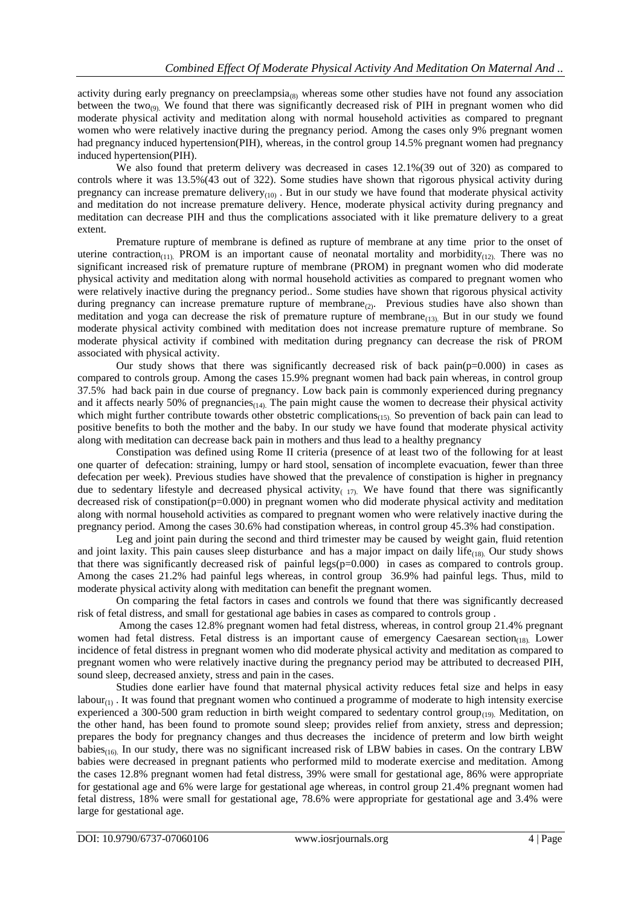activity during early pregnancy on preeclampsia[8] whereas some other studies have not found any association between the two[9]. We found that there was significantly decreased risk of PIH in pregnant women who did moderate physical activity and meditation along with normal household activities as compared to pregnant women who were relatively inactive during the pregnancy period. Among the cases only 9% pregnant women had pregnancy induced hypertension(PIH), whereas, in the control group 14.5% pregnant women had pregnancy induced hypertension(PIH).

We also found that preterm delivery was decreased in cases 12.1%(39 out of 320) as compared to controls where it was 13.5%(43 out of 322). Some studies have shown that rigorous physical activity during pregnancy can increase premature delivery[10] . But in our study we have found that moderate physical activity and meditation do not increase premature delivery. Hence, moderate physical activity during pregnancy and meditation can decrease PIH and thus the complications associated with it like premature delivery to a great extent.

Premature rupture of membrane is defined as rupture of membrane at any time prior to the onset of uterine contraction[11]. PROM is an important cause of neonatal mortality and morbidity[12]. There was no significant increased risk of premature rupture of membrane (PROM) in pregnant women who did moderate physical activity and meditation along with normal household activities as compared to pregnant women who were relatively inactive during the pregnancy period.. Some studies have shown that rigorous physical activity during pregnancy can increase premature rupture of membrane[2]. Previous studies have also shown than meditation and yoga can decrease the risk of premature rupture of membrane[13]. But in our study we found moderate physical activity combined with meditation does not increase premature rupture of membrane. So moderate physical activity if combined with meditation during pregnancy can decrease the risk of PROM associated with physical activity.

Our study shows that there was significantly decreased risk of back pain($p=0.000$) in cases as compared to controls group. Among the cases 15.9% pregnant women had back pain whereas, in control group 37.5% had back pain in due course of pregnancy. Low back pain is commonly experienced during pregnancy and it affects nearly 50% of pregnancies[14]. The pain might cause the women to decrease their physical activity which might further contribute towards other obstetric complications[15]. So prevention of back pain can lead to positive benefits to both the mother and the baby. In our study we have found that moderate physical activity along with meditation can decrease back pain in mothers and thus lead to a healthy pregnancy

Constipation was defined using Rome II criteria (presence of at least two of the following for at least one quarter of defecation: straining, lumpy or hard stool, sensation of incomplete evacuation, fewer than three defecation per week). Previous studies have showed that the prevalence of constipation is higher in pregnancy due to sedentary lifestyle and decreased physical activity[17]. We have found that there was significantly decreased risk of constipation($p=0.000$) in pregnant women who did moderate physical activity and meditation along with normal household activities as compared to pregnant women who were relatively inactive during the pregnancy period. Among the cases 30.6% had constipation whereas, in control group 45.3% had constipation.

Leg and joint pain during the second and third trimester may be caused by weight gain, fluid retention and joint laxity. This pain causes sleep disturbance and has a major impact on daily life[18]. Our study shows that there was significantly decreased risk of painful legs($p=0.000$) in cases as compared to controls group. Among the cases 21.2% had painful legs whereas, in control group 36.9% had painful legs. Thus, mild to moderate physical activity along with meditation can benefit the pregnant women.

On comparing the fetal factors in cases and controls we found that there was significantly decreased risk of fetal distress, and small for gestational age babies in cases as compared to controls group .

Among the cases 12.8% pregnant women had fetal distress, whereas, in control group 21.4% pregnant women had fetal distress. Fetal distress is an important cause of emergency Caesarean section[18]. Lower incidence of fetal distress in pregnant women who did moderate physical activity and meditation as compared to pregnant women who were relatively inactive during the pregnancy period may be attributed to decreased PIH, sound sleep, decreased anxiety, stress and pain in the cases.

Studies done earlier have found that maternal physical activity reduces fetal size and helps in easy labour[1] . It was found that pregnant women who continued a programme of moderate to high intensity exercise experienced a 300-500 gram reduction in birth weight compared to sedentary control group[19]. Meditation, on the other hand, has been found to promote sound sleep; provides relief from anxiety, stress and depression; prepares the body for pregnancy changes and thus decreases the incidence of preterm and low birth weight babies[16]. In our study, there was no significant increased risk of LBW babies in cases. On the contrary LBW babies were decreased in pregnant patients who performed mild to moderate exercise and meditation. Among the cases 12.8% pregnant women had fetal distress, 39% were small for gestational age, 86% were appropriate for gestational age and 6% were large for gestational age whereas, in control group 21.4% pregnant women had fetal distress, 18% were small for gestational age, 78.6% were appropriate for gestational age and 3.4% were large for gestational age.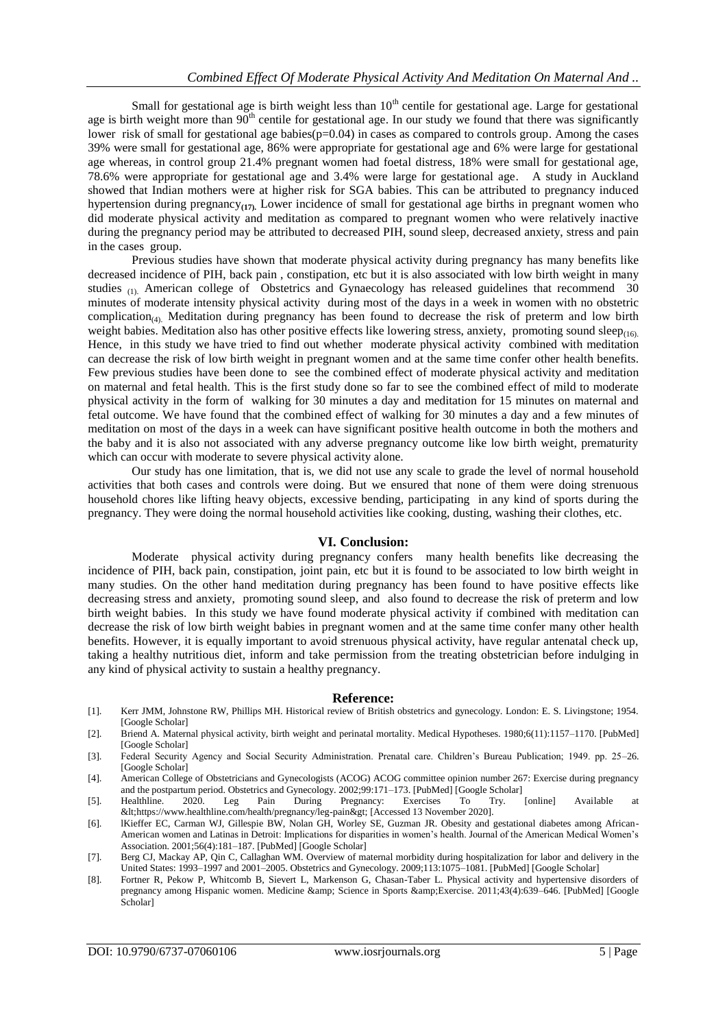Small for gestational age is birth weight less than $10^{th}$ centile for gestational age. Large for gestational age is birth weight more than $90^{th}$ centile for gestational age. In our study we found that there was significantly lower risk of small for gestational age babies($p=0.04$) in cases as compared to controls group. Among the cases 39% were small for gestational age, 86% were appropriate for gestational age and 6% were large for gestational age whereas, in control group 21.4% pregnant women had foetal distress, 18% were small for gestational age, 78.6% were appropriate for gestational age and 3.4% were large for gestational age. A study in Auckland showed that Indian mothers were at higher risk for SGA babies. This can be attributed to pregnancy induced hypertension during pregnancy[17]. Lower incidence of small for gestational age births in pregnant women who did moderate physical activity and meditation as compared to pregnant women who were relatively inactive during the pregnancy period may be attributed to decreased PIH, sound sleep, decreased anxiety, stress and pain in the cases group.

Previous studies have shown that moderate physical activity during pregnancy has many benefits like decreased incidence of PIH, back pain , constipation, etc but it is also associated with low birth weight in many studies [1]. American college of Obstetrics and Gynaecology has released guidelines that recommend 30 minutes of moderate intensity physical activity during most of the days in a week in women with no obstetric complication[4]. Meditation during pregnancy has been found to decrease the risk of preterm and low birth weight babies. Meditation also has other positive effects like lowering stress, anxiety, promoting sound sleep[16]. Hence, in this study we have tried to find out whether moderate physical activity combined with meditation can decrease the risk of low birth weight in pregnant women and at the same time confer other health benefits. Few previous studies have been done to see the combined effect of moderate physical activity and meditation on maternal and fetal health. This is the first study done so far to see the combined effect of mild to moderate physical activity in the form of walking for 30 minutes a day and meditation for 15 minutes on maternal and fetal outcome. We have found that the combined effect of walking for 30 minutes a day and a few minutes of meditation on most of the days in a week can have significant positive health outcome in both the mothers and the baby and it is also not associated with any adverse pregnancy outcome like low birth weight, prematurity which can occur with moderate to severe physical activity alone.

Our study has one limitation, that is, we did not use any scale to grade the level of normal household activities that both cases and controls were doing. But we ensured that none of them were doing strenuous household chores like lifting heavy objects, excessive bending, participating in any kind of sports during the pregnancy. They were doing the normal household activities like cooking, dusting, washing their clothes, etc.

## VI. Conclusion:

Moderate physical activity during pregnancy confers many health benefits like decreasing the incidence of PIH, back pain, constipation, joint pain, etc but it is found to be associated to low birth weight in many studies. On the other hand meditation during pregnancy has been found to have positive effects like decreasing stress and anxiety, promoting sound sleep, and also found to decrease the risk of preterm and low birth weight babies. In this study we have found moderate physical activity if combined with meditation can decrease the risk of low birth weight babies in pregnant women and at the same time confer many other health benefits. However, it is equally important to avoid strenuous physical activity, have regular antenatal check up, taking a healthy nutritious diet, inform and take permission from the treating obstetrician before indulging in any kind of physical activity to sustain a healthy pregnancy.

## Reference:

[1]. Kerr JMM, Johnstone RW, Phillips MH. Historical review of British obstetrics and gynecology. London: E. S. Livingstone; 1954. [Google Scholar]

[2]. Briend A. Maternal physical activity, birth weight and perinatal mortality. Medical Hypotheses. 1980;6(11):1157–1170. [PubMed] [Google Scholar]

[3]. Federal Security Agency and Social Security Administration. Prenatal care. Children's Bureau Publication; 1949. pp. 25–26. [Google Scholar]

[4]. American College of Obstetricians and Gynecologists (ACOG) ACOG committee opinion number 267: Exercise during pregnancy and the postpartum period. Obstetrics and Gynecology. 2002;99:171–173. [PubMed] [Google Scholar]

[5]. Healthline. 2020. Leg Pain During Pregnancy: Exercises To Try. [online] Available at &lt;https://www.healthline.com/health/pregnancy/leg-pain&gt; [Accessed 13 November 2020].

[6]. lKieffer EC, Carman WJ, Gillespie BW, Nolan GH, Worley SE, Guzman JR. Obesity and gestational diabetes among African-American women and Latinas in Detroit: Implications for disparities in women's health. Journal of the American Medical Women's Association. 2001;56(4):181–187. [PubMed] [Google Scholar]

[7]. Berg CJ, Mackay AP, Qin C, Callaghan WM. Overview of maternal morbidity during hospitalization for labor and delivery in the United States: 1993–1997 and 2001–2005. Obstetrics and Gynecology. 2009;113:1075–1081. [PubMed] [Google Scholar]

[8]. Fortner R, Pekow P, Whitcomb B, Sievert L, Markenson G, Chasan-Taber L. Physical activity and hypertensive disorders of pregnancy among Hispanic women. Medicine &amp; Science in Sports &amp;Exercise. 2011;43(4):639–646. [PubMed] [Google Scholar]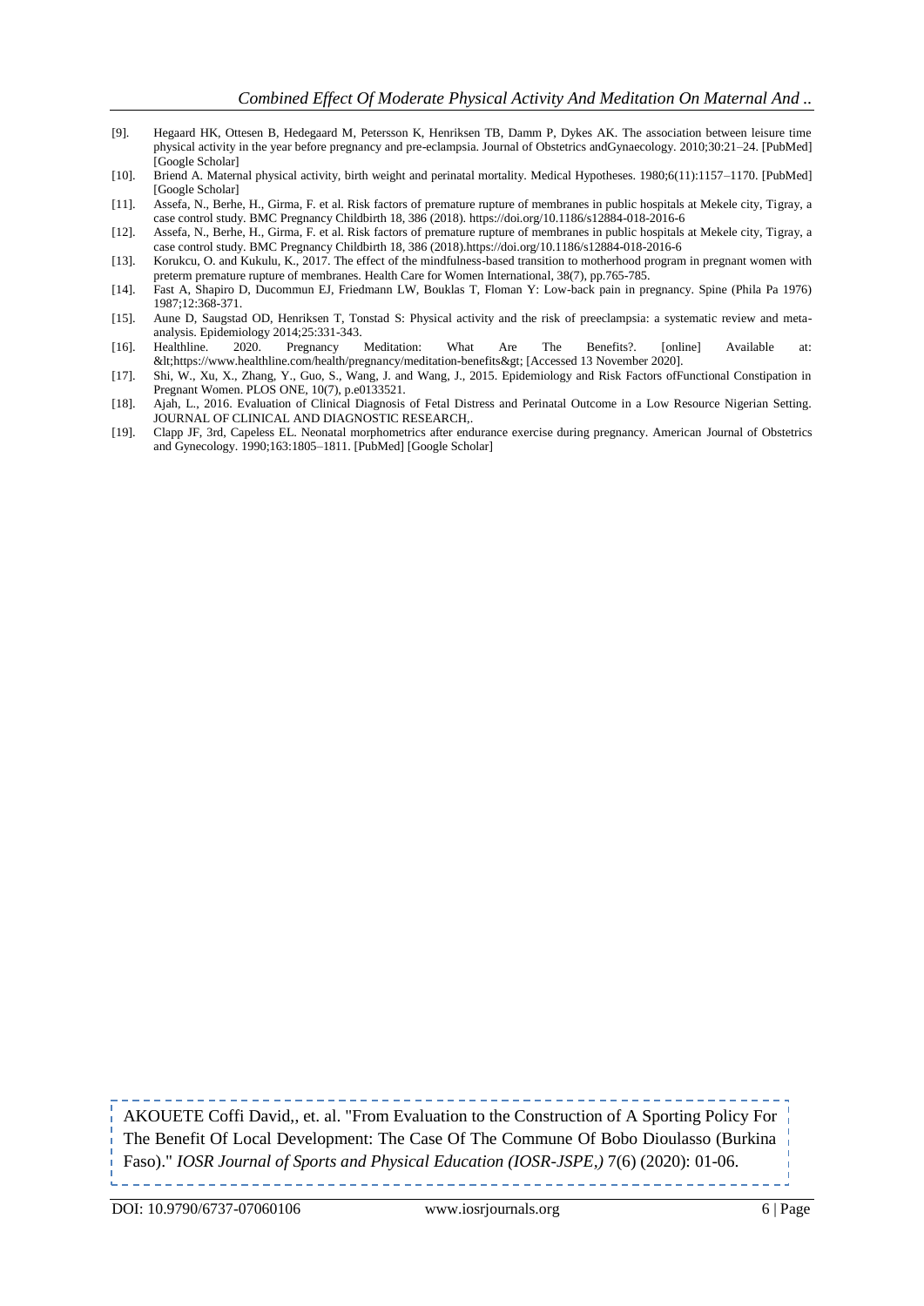[9]. Hegaard HK, Ottesen B, Hedegaard M, Petersson K, Henriksen TB, Damm P, Dykes AK. The association between leisure time physical activity in the year before pregnancy and pre-eclampsia. Journal of Obstetrics andGynaecology. 2010;30:21–24. [PubMed] [Google Scholar]

[10]. Briend A. Maternal physical activity, birth weight and perinatal mortality. Medical Hypotheses. 1980;6(11):1157–1170. [PubMed] [Google Scholar]

[11]. Assefa, N., Berhe, H., Girma, F. et al. Risk factors of premature rupture of membranes in public hospitals at Mekele city, Tigray, a case control study. BMC Pregnancy Childbirth 18, 386 (2018). https://doi.org/10.1186/s12884-018-2016-6

[12]. Assefa, N., Berhe, H., Girma, F. et al. Risk factors of premature rupture of membranes in public hospitals at Mekele city, Tigray, a case control study. BMC Pregnancy Childbirth 18, 386 (2018).https://doi.org/10.1186/s12884-018-2016-6

[13]. Korukcu, O. and Kukulu, K., 2017. The effect of the mindfulness-based transition to motherhood program in pregnant women with preterm premature rupture of membranes. Health Care for Women International, 38(7), pp.765-785.

[14]. Fast A, Shapiro D, Ducommun EJ, Friedmann LW, Bouklas T, Floman Y: Low-back pain in pregnancy. Spine (Phila Pa 1976) 1987;12:368-371.

[15]. Aune D, Saugstad OD, Henriksen T, Tonstad S: Physical activity and the risk of preeclampsia: a systematic review and meta-analysis. Epidemiology 2014;25:331-343.

[16]. Healthline. 2020. Pregnancy Meditation: What Are The Benefits?. [online] Available at: &lt;https://www.healthline.com/health/pregnancy/meditation-benefits&gt; [Accessed 13 November 2020].

[17]. Shi, W., Xu, X., Zhang, Y., Guo, S., Wang, J. and Wang, J., 2015. Epidemiology and Risk Factors ofFunctional Constipation in Pregnant Women. PLOS ONE, 10(7), p.e0133521.

[18]. Ajah, L., 2016. Evaluation of Clinical Diagnosis of Fetal Distress and Perinatal Outcome in a Low Resource Nigerian Setting. JOURNAL OF CLINICAL AND DIAGNOSTIC RESEARCH,.

[19]. Clapp JF, 3rd, Capeless EL. Neonatal morphometrics after endurance exercise during pregnancy. American Journal of Obstetrics and Gynecology. 1990;163:1805–1811. [PubMed] [Google Scholar]

AKOUETE Coffi David,, et. al. "From Evaluation to the Construction of A Sporting Policy For The Benefit Of Local Development: The Case Of The Commune Of Bobo Dioulasso (Burkina Faso)." *IOSR Journal of Sports and Physical Education (IOSR-JSPE,)* 7(6) (2020): 01-06.